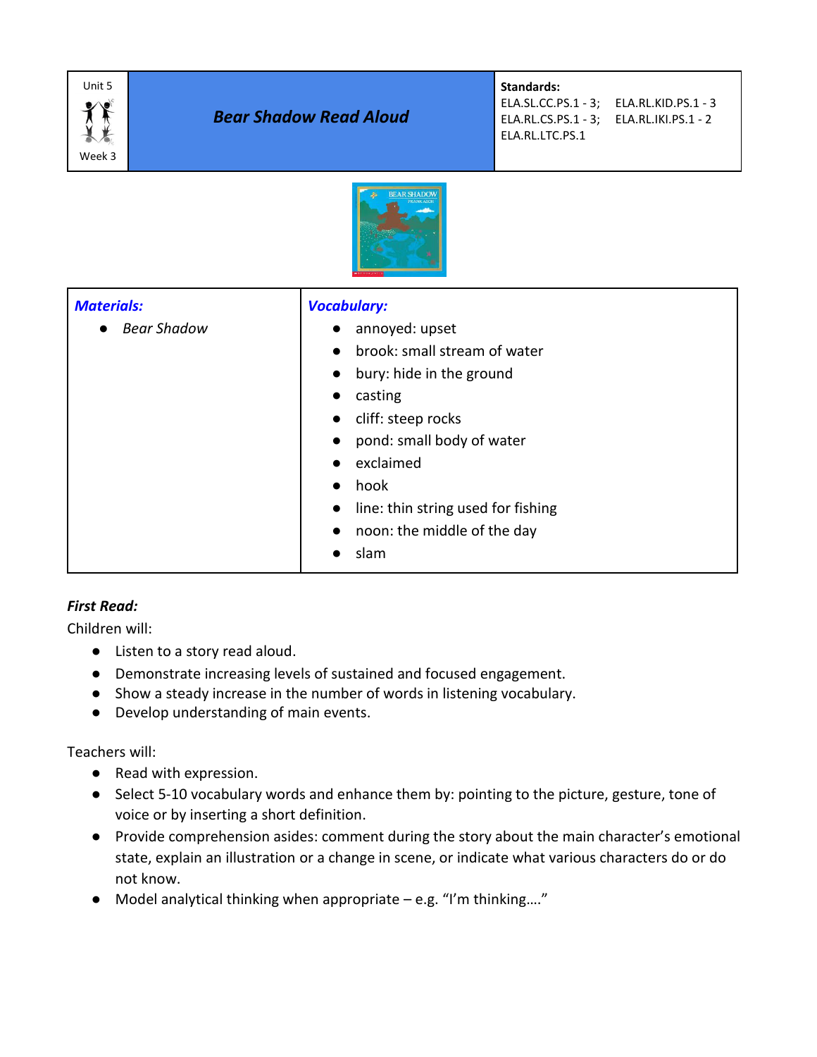| Unit 5 Week 3 | ***Bear Shadow Read Aloud*** | **Standards:** ELA.SL.CC.PS.1 - 3; ELA.RL.KID.PS.1 - 3 ELA.RL.CS.PS.1 - 3; ELA.RL.IKI.PS.1 - 2 ELA.RL.LTC.PS.1 |
|---|---|---|

| ***Materials:*** | ***Vocabulary:*** |
|---|---|
| • *Bear Shadow* | • annoyed: upset<br>• brook: small stream of water<br>• bury: hide in the ground<br>• casting<br>• cliff: steep rocks<br>• pond: small body of water<br>• exclaimed<br>• hook<br>• line: thin string used for fishing<br>• noon: the middle of the day<br>• slam |

***First Read:***

Children will:

- Listen to a story read aloud.
- Demonstrate increasing levels of sustained and focused engagement.
- Show a steady increase in the number of words in listening vocabulary.
- Develop understanding of main events.

Teachers will:

- Read with expression.
- Select 5-10 vocabulary words and enhance them by: pointing to the picture, gesture, tone of voice or by inserting a short definition.
- Provide comprehension asides: comment during the story about the main character's emotional state, explain an illustration or a change in scene, or indicate what various characters do or do not know.
- Model analytical thinking when appropriate – e.g. "I'm thinking…."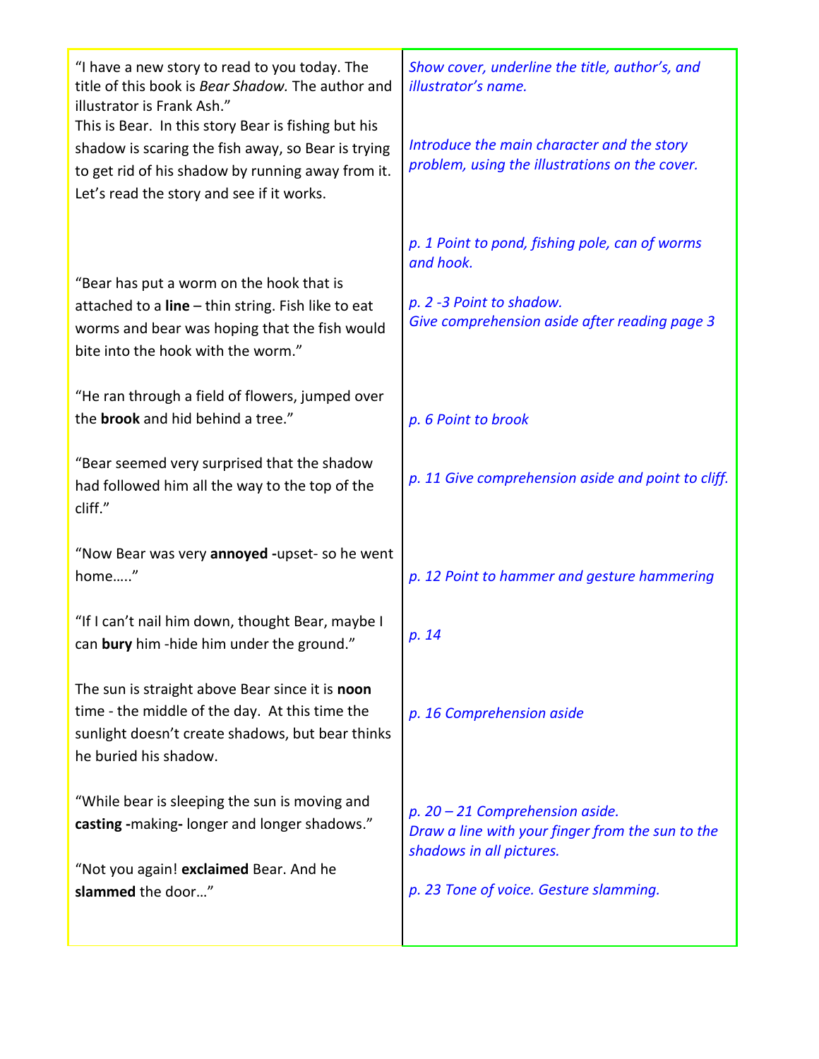| | |
|---|---|
| "I have a new story to read to you today. The title of this book is *Bear Shadow.* The author and illustrator is Frank Ash." This is Bear. In this story Bear is fishing but his shadow is scaring the fish away, so Bear is trying to get rid of his shadow by running away from it. Let's read the story and see if it works. | *Show cover, underline the title, author's, and illustrator's name.* *Introduce the main character and the story problem, using the illustrations on the cover.* |
| | *p. 1 Point to pond, fishing pole, can of worms and hook.* |
| "Bear has put a worm on the hook that is attached to a **line** – thin string. Fish like to eat worms and bear was hoping that the fish would bite into the hook with the worm." | *p. 2 -3 Point to shadow.* *Give comprehension aside after reading page 3* |
| "He ran through a field of flowers, jumped over the **brook** and hid behind a tree." | *p. 6 Point to brook* |
| "Bear seemed very surprised that the shadow had followed him all the way to the top of the cliff." | *p. 11 Give comprehension aside and point to cliff.* |
| "Now Bear was very **annoyed -**upset- so he went home….." | *p. 12 Point to hammer and gesture hammering* |
| "If I can't nail him down, thought Bear, maybe I can **bury** him -hide him under the ground." | *p. 14* |
| The sun is straight above Bear since it is **noon** time - the middle of the day. At this time the sunlight doesn't create shadows, but bear thinks he buried his shadow. | *p. 16 Comprehension aside* |
| "While bear is sleeping the sun is moving and **casting -**making**-** longer and longer shadows." | *p. 20 – 21 Comprehension aside.* *Draw a line with your finger from the sun to the shadows in all pictures.* |
| "Not you again! **exclaimed** Bear. And he **slammed** the door…" | *p. 23 Tone of voice. Gesture slamming.* |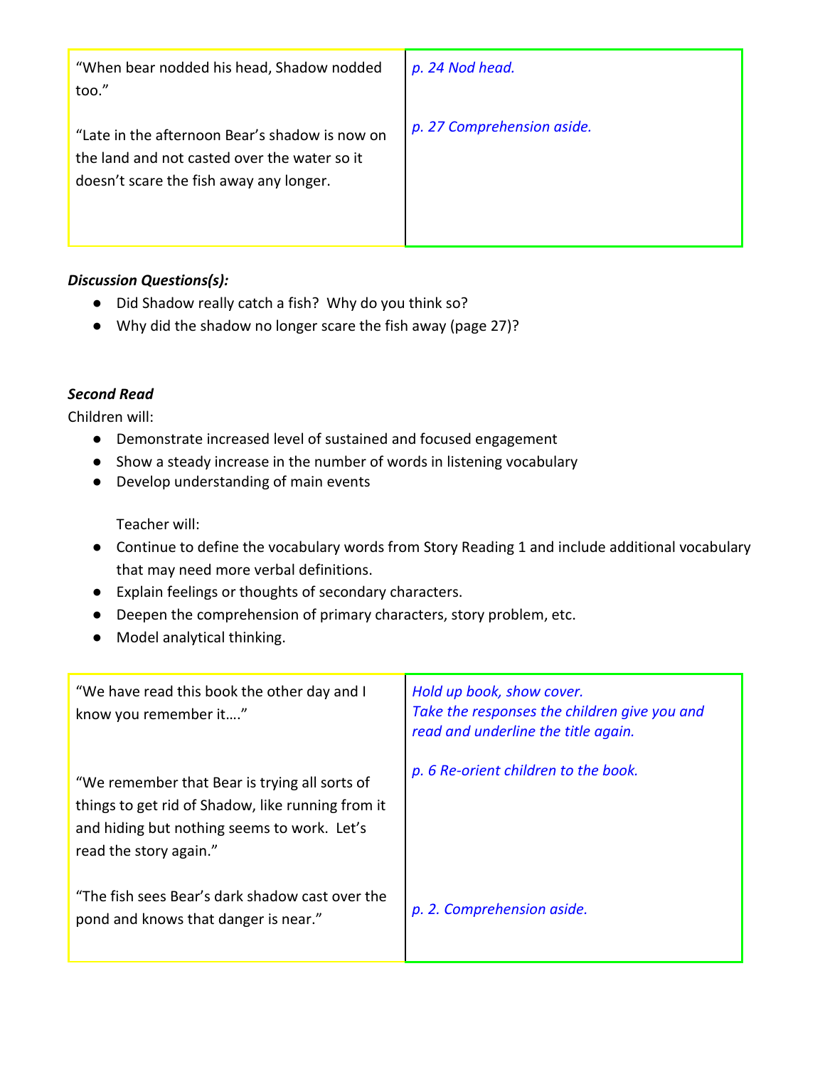| | |
|---|---|
| "When bear nodded his head, Shadow nodded too."<br><br>"Late in the afternoon Bear's shadow is now on the land and not casted over the water so it doesn't scare the fish away any longer. | *p. 24 Nod head.*<br><br>*p. 27 Comprehension aside.* |

***Discussion Questions(s):***

- Did Shadow really catch a fish? Why do you think so?
- Why did the shadow no longer scare the fish away (page 27)?

***Second Read***

Children will:

- Demonstrate increased level of sustained and focused engagement
- Show a steady increase in the number of words in listening vocabulary
- Develop understanding of main events

Teacher will:

- Continue to define the vocabulary words from Story Reading 1 and include additional vocabulary that may need more verbal definitions.
- Explain feelings or thoughts of secondary characters.
- Deepen the comprehension of primary characters, story problem, etc.
- Model analytical thinking.

| | |
|---|---|
| "We have read this book the other day and I know you remember it…."<br><br>"We remember that Bear is trying all sorts of things to get rid of Shadow, like running from it and hiding but nothing seems to work. Let's read the story again."<br><br>"The fish sees Bear's dark shadow cast over the pond and knows that danger is near." | *Hold up book, show cover.*<br>*Take the responses the children give you and read and underline the title again.*<br><br>*p. 6 Re-orient children to the book.*<br><br>*p. 2. Comprehension aside.* |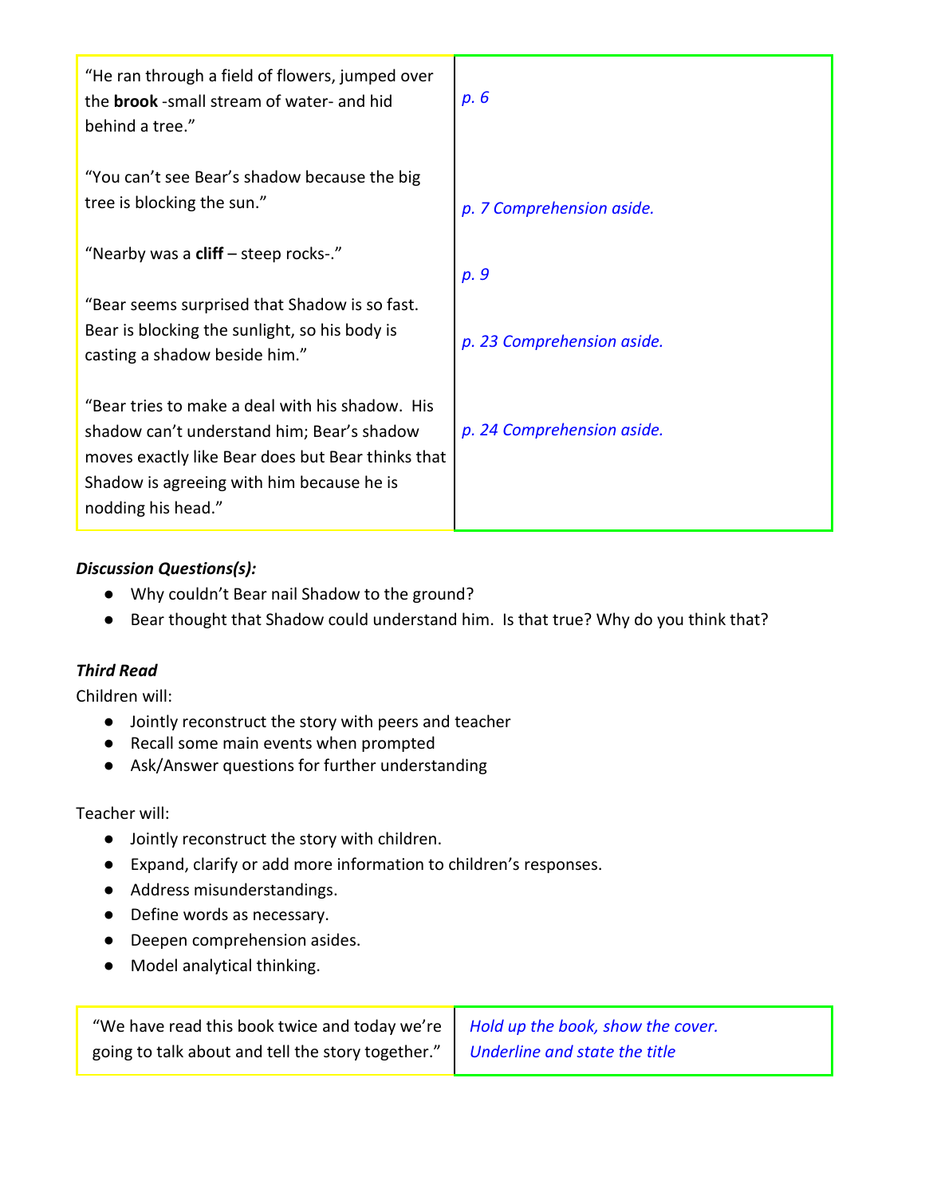| | |
|---|---|
| "He ran through a field of flowers, jumped over the **brook** -small stream of water- and hid behind a tree." | *p. 6* |
| "You can't see Bear's shadow because the big tree is blocking the sun." | *p. 7 Comprehension aside.* |
| "Nearby was a **cliff** – steep rocks-." | *p. 9* |
| "Bear seems surprised that Shadow is so fast. Bear is blocking the sunlight, so his body is casting a shadow beside him." | *p. 23 Comprehension aside.* |
| "Bear tries to make a deal with his shadow. His shadow can't understand him; Bear's shadow moves exactly like Bear does but Bear thinks that Shadow is agreeing with him because he is nodding his head." | *p. 24 Comprehension aside.* |

***Discussion Questions(s):***

- Why couldn't Bear nail Shadow to the ground?
- Bear thought that Shadow could understand him. Is that true? Why do you think that?

***Third Read***

Children will:

- Jointly reconstruct the story with peers and teacher
- Recall some main events when prompted
- Ask/Answer questions for further understanding

Teacher will:

- Jointly reconstruct the story with children.
- Expand, clarify or add more information to children's responses.
- Address misunderstandings.
- Define words as necessary.
- Deepen comprehension asides.
- Model analytical thinking.

| | |
|---|---|
| "We have read this book twice and today we're going to talk about and tell the story together." | *Hold up the book, show the cover. Underline and state the title* |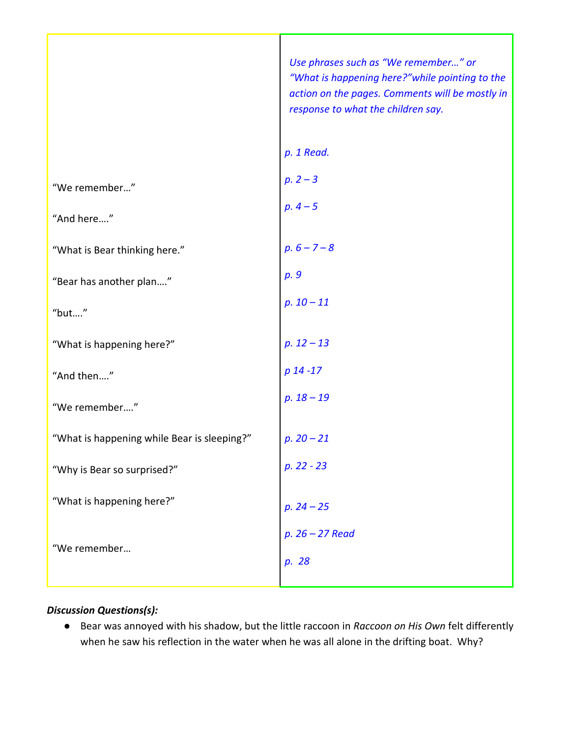| | |
| --- | --- |
| | *Use phrases such as "We remember…" or "What is happening here?"while pointing to the action on the pages. Comments will be mostly in response to what the children say.* |
| | *p. 1 Read.* |
| "We remember…" | *p. 2 – 3* |
| "And here…." | *p. 4 – 5* |
| "What is Bear thinking here." | *p. 6 – 7 – 8* |
| "Bear has another plan…." | *p. 9* |
| "but…." | *p. 10 – 11* |
| "What is happening here?" | *p. 12 – 13* |
| "And then…." | *p 14 -17* |
| "We remember…." | *p. 18 – 19* |
| "What is happening while Bear is sleeping?" | *p. 20 – 21* |
| "Why is Bear so surprised?" | *p. 22 - 23* |
| "What is happening here?" | *p. 24 – 25* |
| | *p. 26 – 27 Read* |
| "We remember… | *p. 28* |

***Discussion Questions(s):***

- Bear was annoyed with his shadow, but the little raccoon in *Raccoon on His Own* felt differently when he saw his reflection in the water when he was all alone in the drifting boat. Why?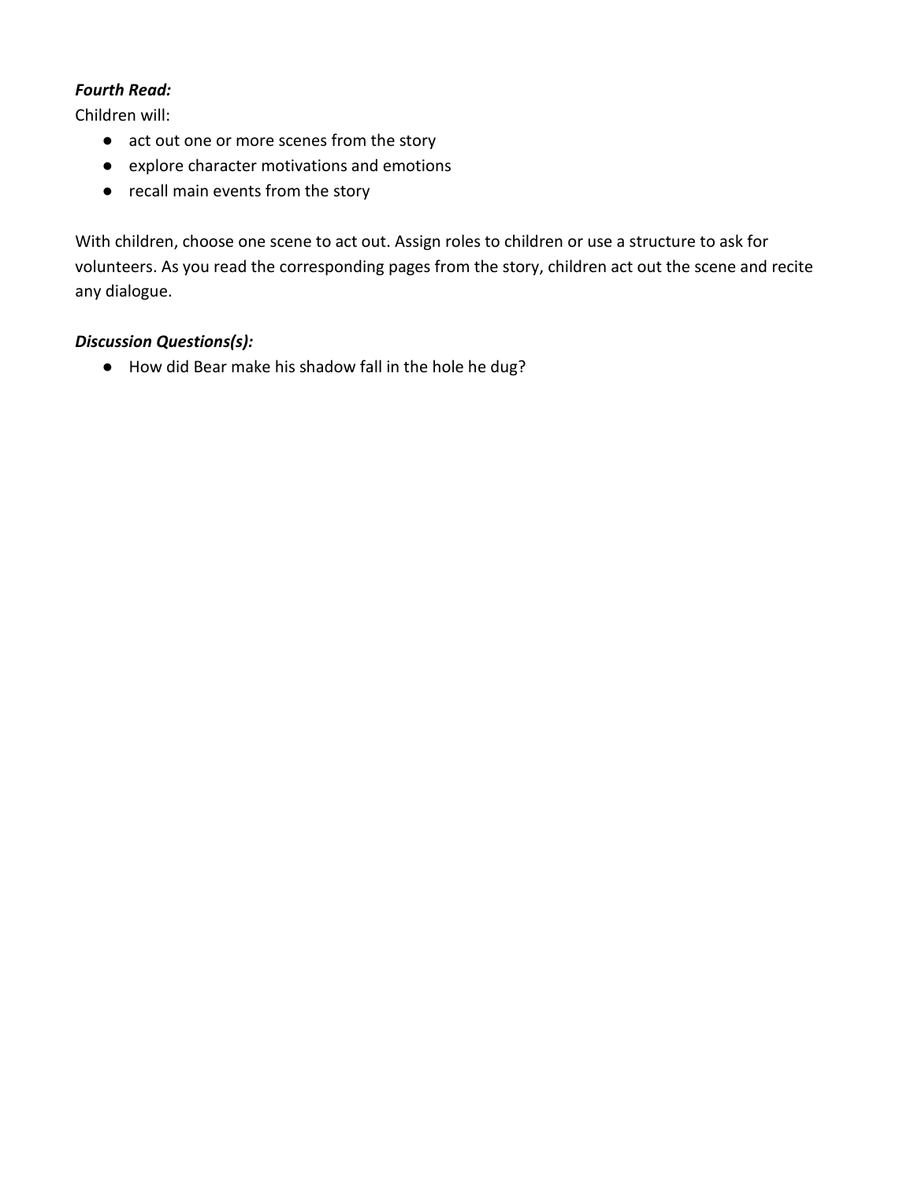***Fourth Read:***

Children will:

- act out one or more scenes from the story
- explore character motivations and emotions
- recall main events from the story

With children, choose one scene to act out. Assign roles to children or use a structure to ask for volunteers. As you read the corresponding pages from the story, children act out the scene and recite any dialogue.

***Discussion Questions(s):***

- How did Bear make his shadow fall in the hole he dug?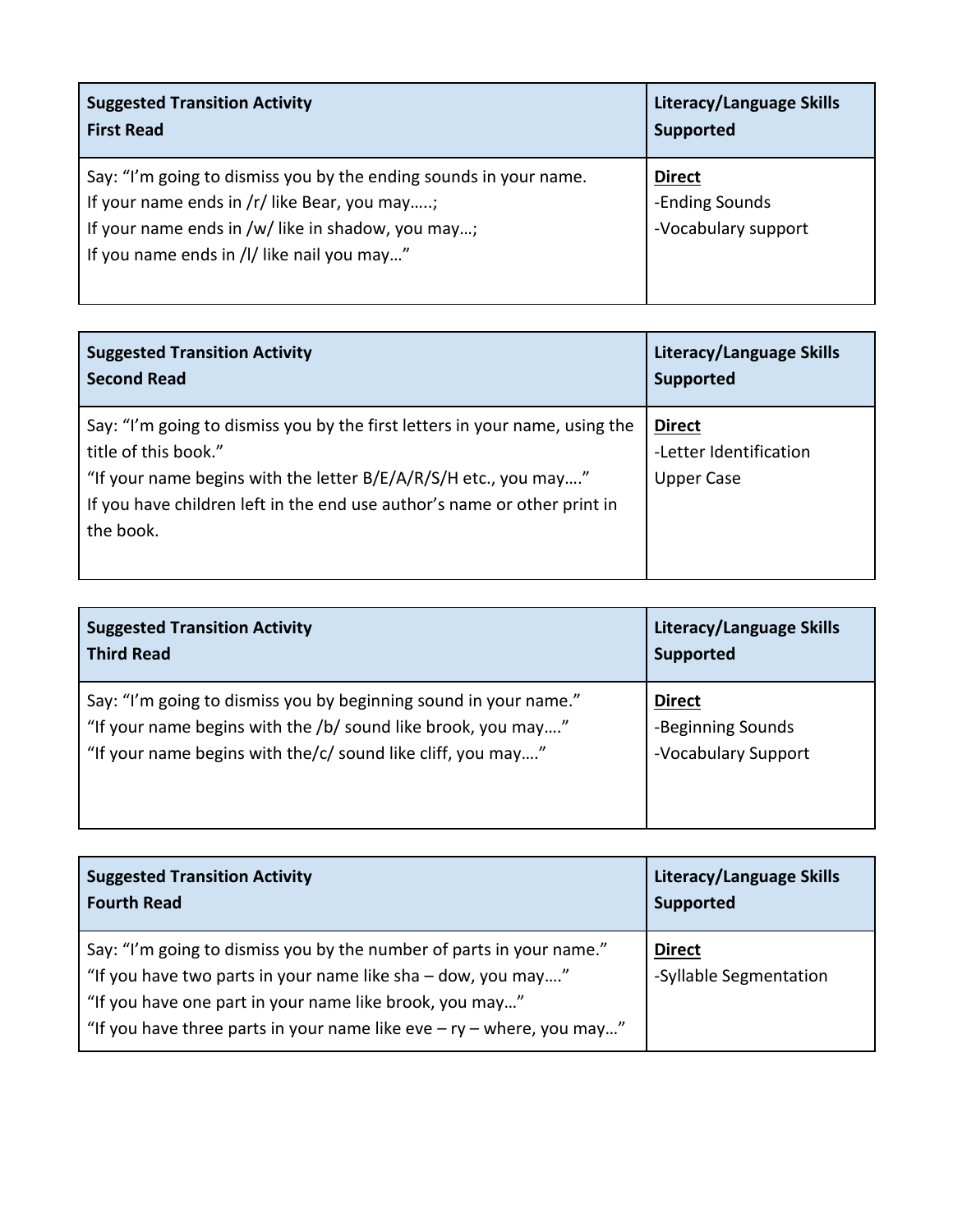| Suggested Transition Activity<br>First Read | Literacy/Language Skills Supported |
| --- | --- |
| Say: "I'm going to dismiss you by the ending sounds in your name.<br>If your name ends in /r/ like Bear, you may…..;<br>If your name ends in /w/ like in shadow, you may…;<br>If you name ends in /l/ like nail you may…" | **Direct**<br>-Ending Sounds<br>-Vocabulary support |

| Suggested Transition Activity<br>Second Read | Literacy/Language Skills Supported |
| --- | --- |
| Say: "I'm going to dismiss you by the first letters in your name, using the title of this book."<br>"If your name begins with the letter B/E/A/R/S/H etc., you may…."<br>If you have children left in the end use author's name or other print in the book. | **Direct**<br>-Letter Identification<br>Upper Case |

| Suggested Transition Activity<br>Third Read | Literacy/Language Skills Supported |
| --- | --- |
| Say: "I'm going to dismiss you by beginning sound in your name."<br>"If your name begins with the /b/ sound like brook, you may…."<br>"If your name begins with the/c/ sound like cliff, you may…." | **Direct**<br>-Beginning Sounds<br>-Vocabulary Support |

| Suggested Transition Activity<br>Fourth Read | Literacy/Language Skills Supported |
| --- | --- |
| Say: "I'm going to dismiss you by the number of parts in your name."<br>"If you have two parts in your name like sha – dow, you may…."<br>"If you have one part in your name like brook, you may…"<br>"If you have three parts in your name like eve – ry – where, you may…" | **Direct**<br>-Syllable Segmentation |